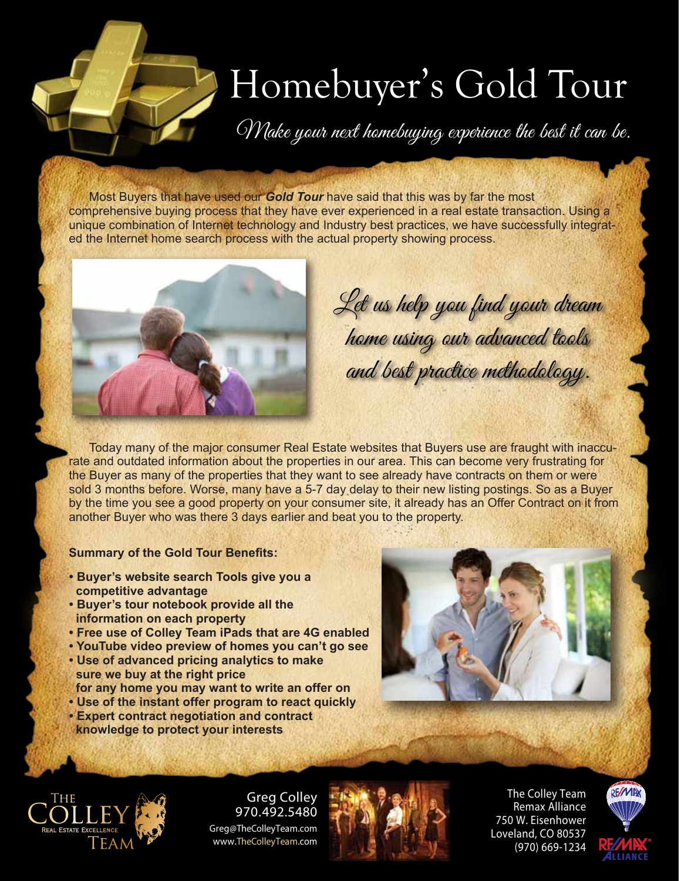# Homebuyer's Gold Tour

*Make your next homebuying experience the best it can be.*

Most Buyers that have used our ***Gold Tour*** have said that this was by far the most comprehensive buying process that they have ever experienced in a real estate transaction. Using a unique combination of Internet technology and Industry best practices, we have successfully integrated the Internet home search process with the actual property showing process.

*Let us help you find your dream home using our advanced tools and best practice methodology.*

Today many of the major consumer Real Estate websites that Buyers use are fraught with inaccurate and outdated information about the properties in our area. This can become very frustrating for the Buyer as many of the properties that they want to see already have contracts on them or were sold 3 months before. Worse, many have a 5-7 day delay to their new listing postings. So as a Buyer by the time you see a good property on your consumer site, it already has an Offer Contract on it from another Buyer who was there 3 days earlier and beat you to the property.

**Summary of the Gold Tour Benefits:**

- **Buyer's website search Tools give you a competitive advantage**
- **Buyer's tour notebook provide all the information on each property**
- **Free use of Colley Team iPads that are 4G enabled**
- **YouTube video preview of homes you can't go see**
- **Use of advanced pricing analytics to make sure we buy at the right price for any home you may want to write an offer on**
- **Use of the instant offer program to react quickly**
- **Expert contract negotiation and contract knowledge to protect your interests**

THE COLLEY TEAM
Real Estate Excellence

Greg Colley
970.492.5480
Greg@TheColleyTeam.com
www.TheColleyTeam.com

The Colley Team
Remax Alliance
750 W. Eisenhower
Loveland, CO 80537
(970) 669-1234

RE/MAX ALLIANCE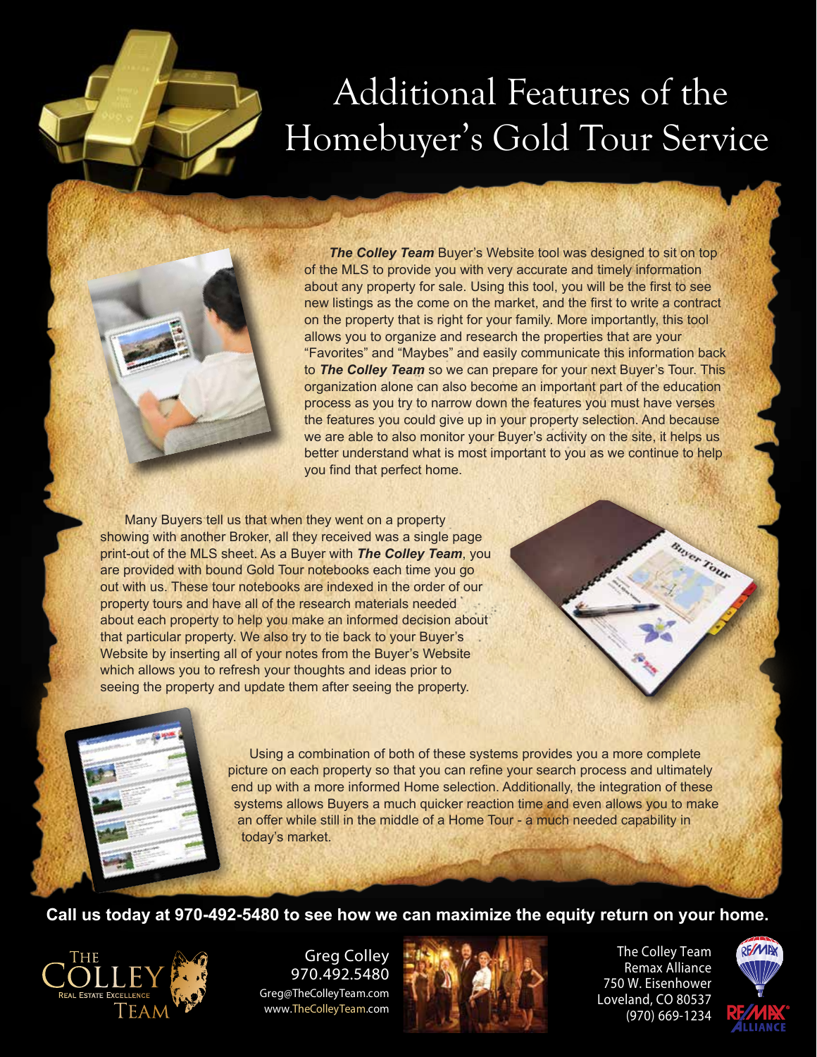# Additional Features of the Homebuyer's Gold Tour Service

***The Colley Team*** Buyer's Website tool was designed to sit on top of the MLS to provide you with very accurate and timely information about any property for sale. Using this tool, you will be the first to see new listings as the come on the market, and the first to write a contract on the property that is right for your family. More importantly, this tool allows you to organize and research the properties that are your "Favorites" and "Maybes" and easily communicate this information back to ***The Colley Team*** so we can prepare for your next Buyer's Tour. This organization alone can also become an important part of the education process as you try to narrow down the features you must have verses the features you could give up in your property selection. And because we are able to also monitor your Buyer's activity on the site, it helps us better understand what is most important to you as we continue to help you find that perfect home.

Many Buyers tell us that when they went on a property showing with another Broker, all they received was a single page print-out of the MLS sheet. As a Buyer with ***The Colley Team***, you are provided with bound Gold Tour notebooks each time you go out with us. These tour notebooks are indexed in the order of our property tours and have all of the research materials needed about each property to help you make an informed decision about that particular property. We also try to tie back to your Buyer's Website by inserting all of your notes from the Buyer's Website which allows you to refresh your thoughts and ideas prior to seeing the property and update them after seeing the property.

Using a combination of both of these systems provides you a more complete picture on each property so that you can refine your search process and ultimately end up with a more informed Home selection. Additionally, the integration of these systems allows Buyers a much quicker reaction time and even allows you to make an offer while still in the middle of a Home Tour - a much needed capability in today's market.

**Call us today at 970-492-5480 to see how we can maximize the equity return on your home.**

The Colley Team
Real Estate Excellence

Greg Colley
970.492.5480
Greg@TheColleyTeam.com
www.TheColleyTeam.com

The Colley Team
Remax Alliance
750 W. Eisenhower
Loveland, CO 80537
(970) 669-1234

RE/MAX Alliance